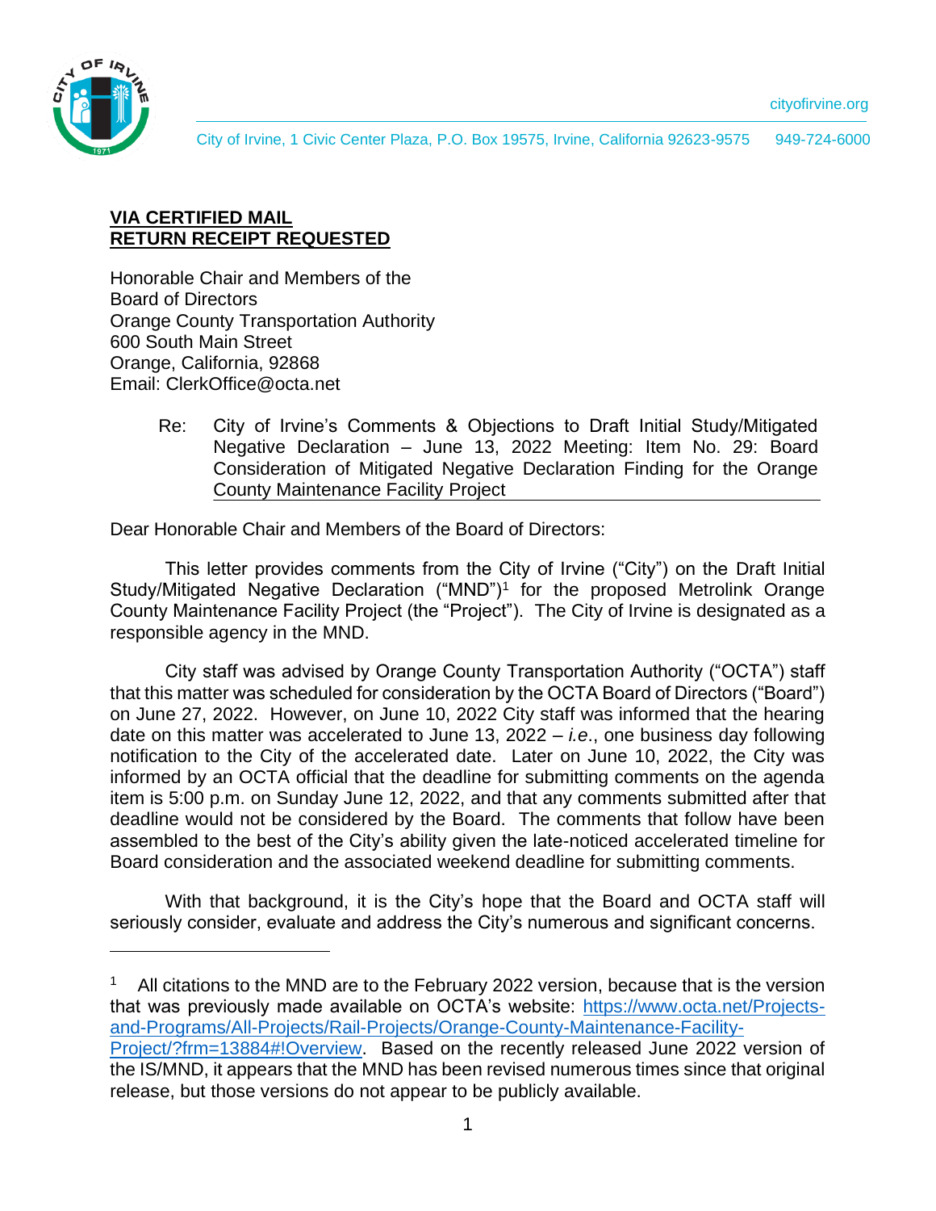cityofirvine.org

City of Irvine, 1 Civic Center Plaza, P.O. Box 19575, Irvine, California 92623-9575     949-724-6000

**VIA CERTIFIED MAIL**
**RETURN RECEIPT REQUESTED**

Honorable Chair and Members of the
Board of Directors
Orange County Transportation Authority
600 South Main Street
Orange, California, 92868
Email: ClerkOffice@octa.net

Re: City of Irvine's Comments & Objections to Draft Initial Study/Mitigated Negative Declaration – June 13, 2022 Meeting: Item No. 29: Board Consideration of Mitigated Negative Declaration Finding for the Orange County Maintenance Facility Project

Dear Honorable Chair and Members of the Board of Directors:

This letter provides comments from the City of Irvine ("City") on the Draft Initial Study/Mitigated Negative Declaration ("MND")[1] for the proposed Metrolink Orange County Maintenance Facility Project (the "Project"). The City of Irvine is designated as a responsible agency in the MND.

City staff was advised by Orange County Transportation Authority ("OCTA") staff that this matter was scheduled for consideration by the OCTA Board of Directors ("Board") on June 27, 2022. However, on June 10, 2022 City staff was informed that the hearing date on this matter was accelerated to June 13, 2022 – *i.e.*, one business day following notification to the City of the accelerated date. Later on June 10, 2022, the City was informed by an OCTA official that the deadline for submitting comments on the agenda item is 5:00 p.m. on Sunday June 12, 2022, and that any comments submitted after that deadline would not be considered by the Board. The comments that follow have been assembled to the best of the City's ability given the late-noticed accelerated timeline for Board consideration and the associated weekend deadline for submitting comments.

With that background, it is the City's hope that the Board and OCTA staff will seriously consider, evaluate and address the City's numerous and significant concerns.

---

[1] All citations to the MND are to the February 2022 version, because that is the version that was previously made available on OCTA's website: https://www.octa.net/Projects-and-Programs/All-Projects/Rail-Projects/Orange-County-Maintenance-Facility-Project/?frm=13884#!Overview. Based on the recently released June 2022 version of the IS/MND, it appears that the MND has been revised numerous times since that original release, but those versions do not appear to be publicly available.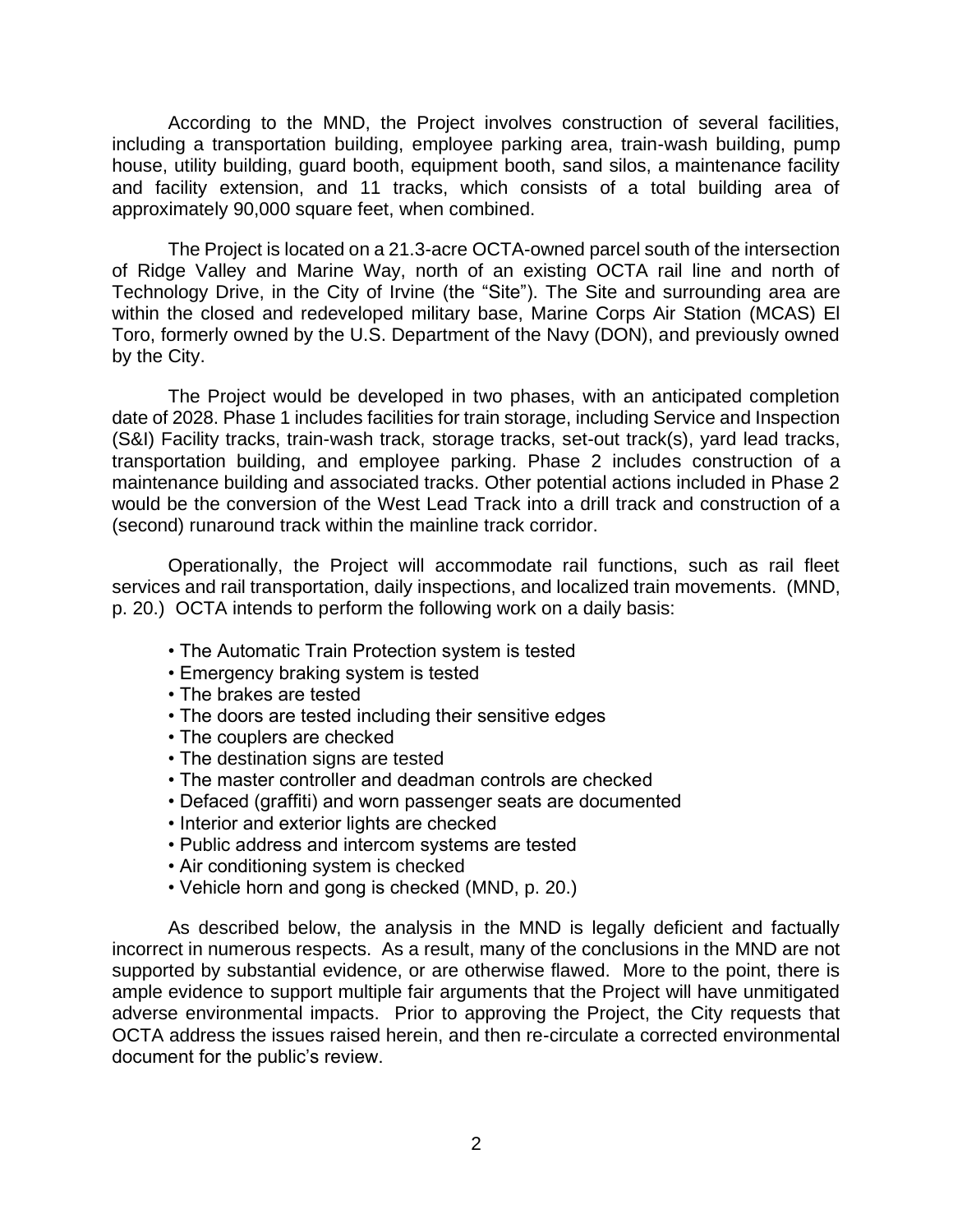According to the MND, the Project involves construction of several facilities, including a transportation building, employee parking area, train-wash building, pump house, utility building, guard booth, equipment booth, sand silos, a maintenance facility and facility extension, and 11 tracks, which consists of a total building area of approximately 90,000 square feet, when combined.

The Project is located on a 21.3-acre OCTA-owned parcel south of the intersection of Ridge Valley and Marine Way, north of an existing OCTA rail line and north of Technology Drive, in the City of Irvine (the "Site"). The Site and surrounding area are within the closed and redeveloped military base, Marine Corps Air Station (MCAS) El Toro, formerly owned by the U.S. Department of the Navy (DON), and previously owned by the City.

The Project would be developed in two phases, with an anticipated completion date of 2028. Phase 1 includes facilities for train storage, including Service and Inspection (S&I) Facility tracks, train-wash track, storage tracks, set-out track(s), yard lead tracks, transportation building, and employee parking. Phase 2 includes construction of a maintenance building and associated tracks. Other potential actions included in Phase 2 would be the conversion of the West Lead Track into a drill track and construction of a (second) runaround track within the mainline track corridor.

Operationally, the Project will accommodate rail functions, such as rail fleet services and rail transportation, daily inspections, and localized train movements. (MND, p. 20.) OCTA intends to perform the following work on a daily basis:

- The Automatic Train Protection system is tested
- Emergency braking system is tested
- The brakes are tested
- The doors are tested including their sensitive edges
- The couplers are checked
- The destination signs are tested
- The master controller and deadman controls are checked
- Defaced (graffiti) and worn passenger seats are documented
- Interior and exterior lights are checked
- Public address and intercom systems are tested
- Air conditioning system is checked
- Vehicle horn and gong is checked (MND, p. 20.)

As described below, the analysis in the MND is legally deficient and factually incorrect in numerous respects. As a result, many of the conclusions in the MND are not supported by substantial evidence, or are otherwise flawed. More to the point, there is ample evidence to support multiple fair arguments that the Project will have unmitigated adverse environmental impacts. Prior to approving the Project, the City requests that OCTA address the issues raised herein, and then re-circulate a corrected environmental document for the public's review.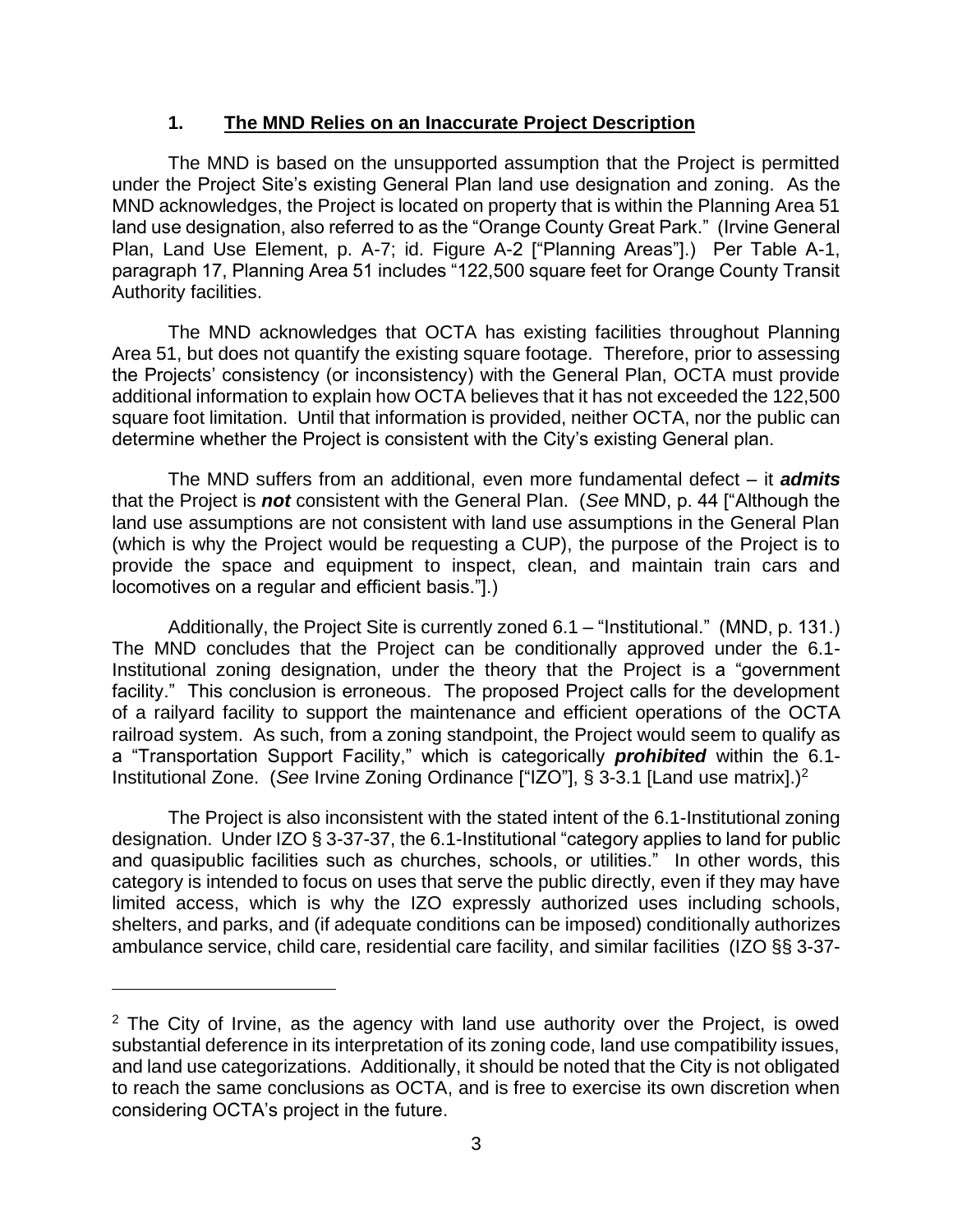### 1. **The MND Relies on an Inaccurate Project Description**

The MND is based on the unsupported assumption that the Project is permitted under the Project Site's existing General Plan land use designation and zoning. As the MND acknowledges, the Project is located on property that is within the Planning Area 51 land use designation, also referred to as the "Orange County Great Park." (Irvine General Plan, Land Use Element, p. A-7; id. Figure A-2 ["Planning Areas"].) Per Table A-1, paragraph 17, Planning Area 51 includes "122,500 square feet for Orange County Transit Authority facilities.

The MND acknowledges that OCTA has existing facilities throughout Planning Area 51, but does not quantify the existing square footage. Therefore, prior to assessing the Projects' consistency (or inconsistency) with the General Plan, OCTA must provide additional information to explain how OCTA believes that it has not exceeded the 122,500 square foot limitation. Until that information is provided, neither OCTA, nor the public can determine whether the Project is consistent with the City's existing General plan.

The MND suffers from an additional, even more fundamental defect – it ***admits*** that the Project is ***not*** consistent with the General Plan. (*See* MND, p. 44 ["Although the land use assumptions are not consistent with land use assumptions in the General Plan (which is why the Project would be requesting a CUP), the purpose of the Project is to provide the space and equipment to inspect, clean, and maintain train cars and locomotives on a regular and efficient basis."].)

Additionally, the Project Site is currently zoned 6.1 – "Institutional." (MND, p. 131.) The MND concludes that the Project can be conditionally approved under the 6.1-Institutional zoning designation, under the theory that the Project is a "government facility." This conclusion is erroneous. The proposed Project calls for the development of a railyard facility to support the maintenance and efficient operations of the OCTA railroad system. As such, from a zoning standpoint, the Project would seem to qualify as a "Transportation Support Facility," which is categorically ***prohibited*** within the 6.1-Institutional Zone. (*See* Irvine Zoning Ordinance ["IZO"], § 3-3.1 [Land use matrix].)[2]

The Project is also inconsistent with the stated intent of the 6.1-Institutional zoning designation. Under IZO § 3-37-37, the 6.1-Institutional "category applies to land for public and quasipublic facilities such as churches, schools, or utilities." In other words, this category is intended to focus on uses that serve the public directly, even if they may have limited access, which is why the IZO expressly authorized uses including schools, shelters, and parks, and (if adequate conditions can be imposed) conditionally authorizes ambulance service, child care, residential care facility, and similar facilities (IZO §§ 3-37-

---

[2] The City of Irvine, as the agency with land use authority over the Project, is owed substantial deference in its interpretation of its zoning code, land use compatibility issues, and land use categorizations. Additionally, it should be noted that the City is not obligated to reach the same conclusions as OCTA, and is free to exercise its own discretion when considering OCTA's project in the future.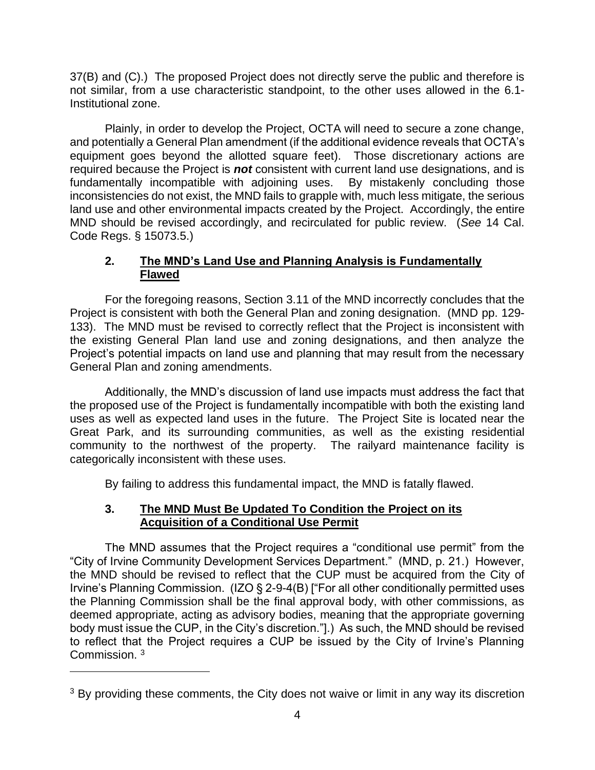37(B) and (C).) The proposed Project does not directly serve the public and therefore is not similar, from a use characteristic standpoint, to the other uses allowed in the 6.1-Institutional zone.

Plainly, in order to develop the Project, OCTA will need to secure a zone change, and potentially a General Plan amendment (if the additional evidence reveals that OCTA's equipment goes beyond the allotted square feet). Those discretionary actions are required because the Project is ***not*** consistent with current land use designations, and is fundamentally incompatible with adjoining uses. By mistakenly concluding those inconsistencies do not exist, the MND fails to grapple with, much less mitigate, the serious land use and other environmental impacts created by the Project. Accordingly, the entire MND should be revised accordingly, and recirculated for public review. (*See* 14 Cal. Code Regs. § 15073.5.)

### 2. The MND's Land Use and Planning Analysis is Fundamentally Flawed

For the foregoing reasons, Section 3.11 of the MND incorrectly concludes that the Project is consistent with both the General Plan and zoning designation. (MND pp. 129-133). The MND must be revised to correctly reflect that the Project is inconsistent with the existing General Plan land use and zoning designations, and then analyze the Project's potential impacts on land use and planning that may result from the necessary General Plan and zoning amendments.

Additionally, the MND's discussion of land use impacts must address the fact that the proposed use of the Project is fundamentally incompatible with both the existing land uses as well as expected land uses in the future. The Project Site is located near the Great Park, and its surrounding communities, as well as the existing residential community to the northwest of the property. The railyard maintenance facility is categorically inconsistent with these uses.

By failing to address this fundamental impact, the MND is fatally flawed.

### 3. The MND Must Be Updated To Condition the Project on its Acquisition of a Conditional Use Permit

The MND assumes that the Project requires a "conditional use permit" from the "City of Irvine Community Development Services Department." (MND, p. 21.) However, the MND should be revised to reflect that the CUP must be acquired from the City of Irvine's Planning Commission. (IZO § 2-9-4(B) ["For all other conditionally permitted uses the Planning Commission shall be the final approval body, with other commissions, as deemed appropriate, acting as advisory bodies, meaning that the appropriate governing body must issue the CUP, in the City's discretion."].) As such, the MND should be revised to reflect that the Project requires a CUP be issued by the City of Irvine's Planning Commission. [3]

---

[3] By providing these comments, the City does not waive or limit in any way its discretion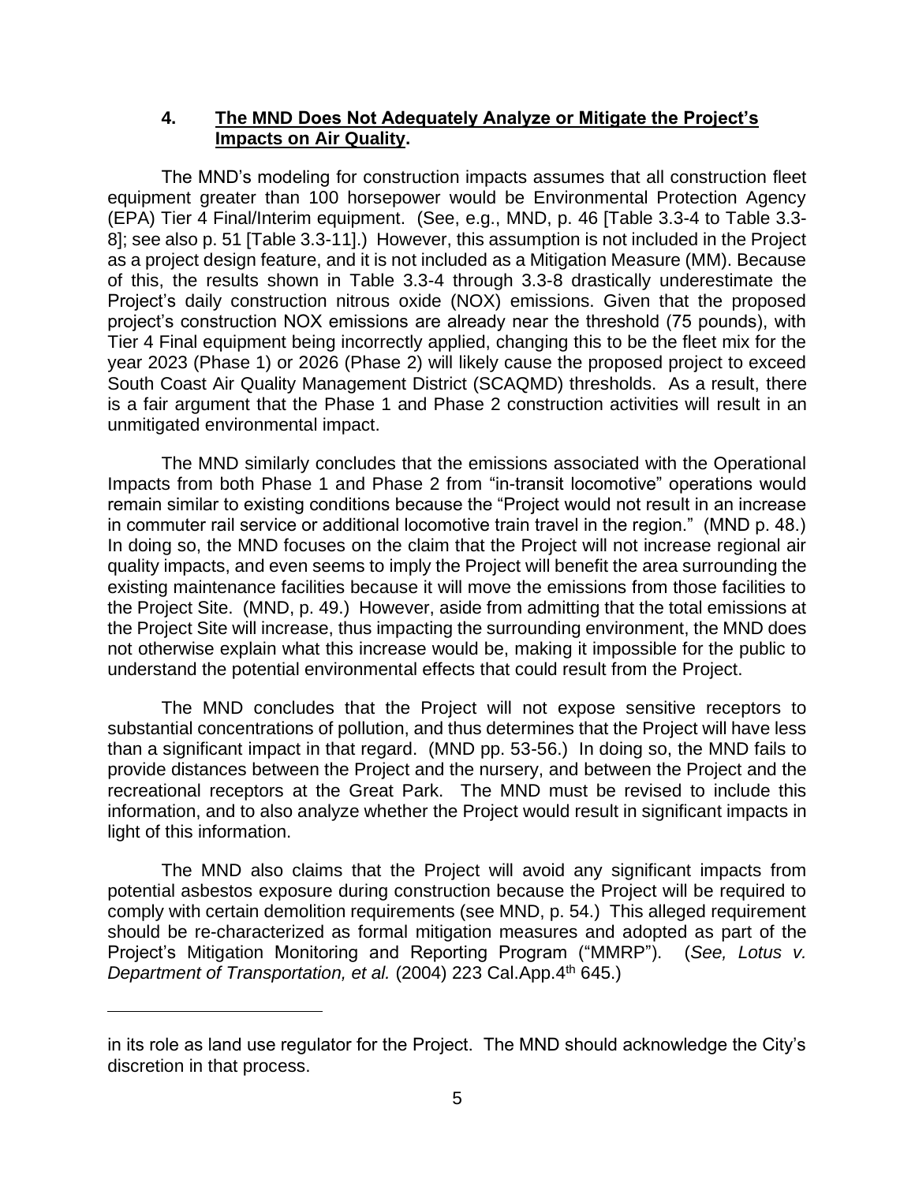### 4. **<u>The MND Does Not Adequately Analyze or Mitigate the Project's Impacts on Air Quality</u>.**

The MND's modeling for construction impacts assumes that all construction fleet equipment greater than 100 horsepower would be Environmental Protection Agency (EPA) Tier 4 Final/Interim equipment. (See, e.g., MND, p. 46 [Table 3.3-4 to Table 3.3-8]; see also p. 51 [Table 3.3-11].) However, this assumption is not included in the Project as a project design feature, and it is not included as a Mitigation Measure (MM). Because of this, the results shown in Table 3.3-4 through 3.3-8 drastically underestimate the Project's daily construction nitrous oxide (NOX) emissions. Given that the proposed project's construction NOX emissions are already near the threshold (75 pounds), with Tier 4 Final equipment being incorrectly applied, changing this to be the fleet mix for the year 2023 (Phase 1) or 2026 (Phase 2) will likely cause the proposed project to exceed South Coast Air Quality Management District (SCAQMD) thresholds. As a result, there is a fair argument that the Phase 1 and Phase 2 construction activities will result in an unmitigated environmental impact.

The MND similarly concludes that the emissions associated with the Operational Impacts from both Phase 1 and Phase 2 from "in-transit locomotive" operations would remain similar to existing conditions because the "Project would not result in an increase in commuter rail service or additional locomotive train travel in the region." (MND p. 48.) In doing so, the MND focuses on the claim that the Project will not increase regional air quality impacts, and even seems to imply the Project will benefit the area surrounding the existing maintenance facilities because it will move the emissions from those facilities to the Project Site. (MND, p. 49.) However, aside from admitting that the total emissions at the Project Site will increase, thus impacting the surrounding environment, the MND does not otherwise explain what this increase would be, making it impossible for the public to understand the potential environmental effects that could result from the Project.

The MND concludes that the Project will not expose sensitive receptors to substantial concentrations of pollution, and thus determines that the Project will have less than a significant impact in that regard. (MND pp. 53-56.) In doing so, the MND fails to provide distances between the Project and the nursery, and between the Project and the recreational receptors at the Great Park. The MND must be revised to include this information, and to also analyze whether the Project would result in significant impacts in light of this information.

The MND also claims that the Project will avoid any significant impacts from potential asbestos exposure during construction because the Project will be required to comply with certain demolition requirements (see MND, p. 54.) This alleged requirement should be re-characterized as formal mitigation measures and adopted as part of the Project's Mitigation Monitoring and Reporting Program ("MMRP"). (*See, Lotus v. Department of Transportation, et al.* (2004) 223 Cal.App.4th 645.)

---

in its role as land use regulator for the Project. The MND should acknowledge the City's discretion in that process.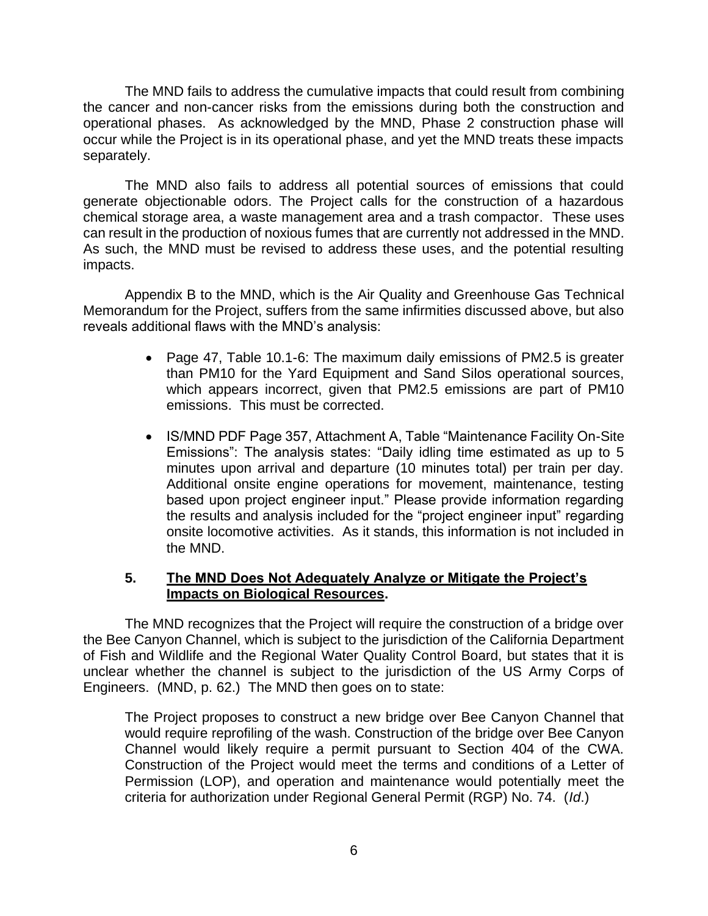The MND fails to address the cumulative impacts that could result from combining the cancer and non-cancer risks from the emissions during both the construction and operational phases. As acknowledged by the MND, Phase 2 construction phase will occur while the Project is in its operational phase, and yet the MND treats these impacts separately.

The MND also fails to address all potential sources of emissions that could generate objectionable odors. The Project calls for the construction of a hazardous chemical storage area, a waste management area and a trash compactor. These uses can result in the production of noxious fumes that are currently not addressed in the MND. As such, the MND must be revised to address these uses, and the potential resulting impacts.

Appendix B to the MND, which is the Air Quality and Greenhouse Gas Technical Memorandum for the Project, suffers from the same infirmities discussed above, but also reveals additional flaws with the MND's analysis:

- Page 47, Table 10.1-6: The maximum daily emissions of PM2.5 is greater than PM10 for the Yard Equipment and Sand Silos operational sources, which appears incorrect, given that PM2.5 emissions are part of PM10 emissions. This must be corrected.
- IS/MND PDF Page 357, Attachment A, Table "Maintenance Facility On-Site Emissions": The analysis states: "Daily idling time estimated as up to 5 minutes upon arrival and departure (10 minutes total) per train per day. Additional onsite engine operations for movement, maintenance, testing based upon project engineer input." Please provide information regarding the results and analysis included for the "project engineer input" regarding onsite locomotive activities. As it stands, this information is not included in the MND.

### 5. <u>The MND Does Not Adequately Analyze or Mitigate the Project's Impacts on Biological Resources</u>.

The MND recognizes that the Project will require the construction of a bridge over the Bee Canyon Channel, which is subject to the jurisdiction of the California Department of Fish and Wildlife and the Regional Water Quality Control Board, but states that it is unclear whether the channel is subject to the jurisdiction of the US Army Corps of Engineers. (MND, p. 62.) The MND then goes on to state:

> The Project proposes to construct a new bridge over Bee Canyon Channel that would require reprofiling of the wash. Construction of the bridge over Bee Canyon Channel would likely require a permit pursuant to Section 404 of the CWA. Construction of the Project would meet the terms and conditions of a Letter of Permission (LOP), and operation and maintenance would potentially meet the criteria for authorization under Regional General Permit (RGP) No. 74. (*Id*.)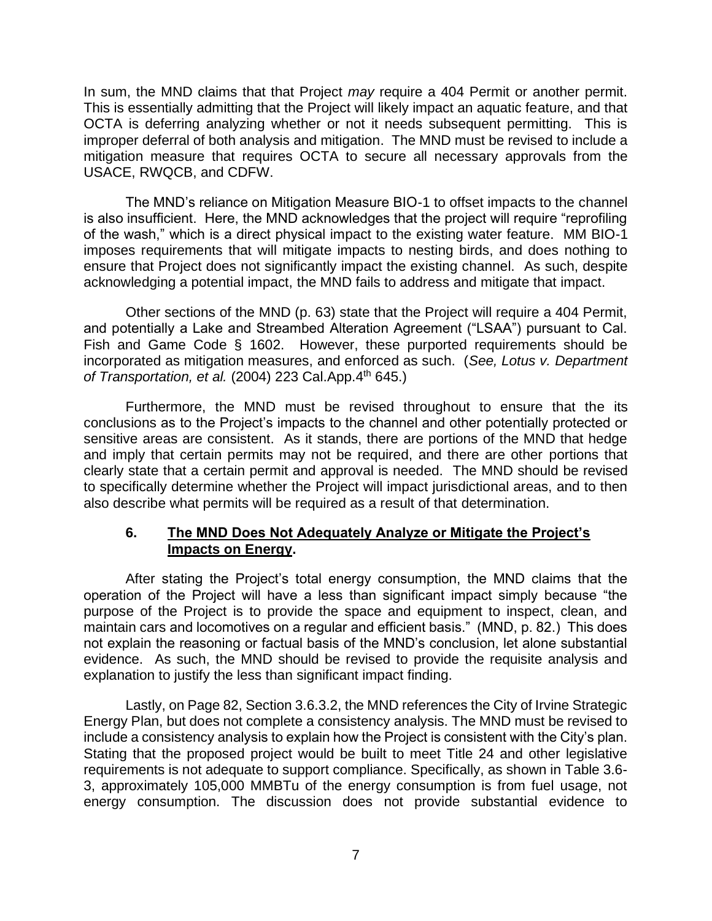In sum, the MND claims that that Project *may* require a 404 Permit or another permit. This is essentially admitting that the Project will likely impact an aquatic feature, and that OCTA is deferring analyzing whether or not it needs subsequent permitting. This is improper deferral of both analysis and mitigation. The MND must be revised to include a mitigation measure that requires OCTA to secure all necessary approvals from the USACE, RWQCB, and CDFW.

The MND's reliance on Mitigation Measure BIO-1 to offset impacts to the channel is also insufficient. Here, the MND acknowledges that the project will require "reprofiling of the wash," which is a direct physical impact to the existing water feature. MM BIO-1 imposes requirements that will mitigate impacts to nesting birds, and does nothing to ensure that Project does not significantly impact the existing channel. As such, despite acknowledging a potential impact, the MND fails to address and mitigate that impact.

Other sections of the MND (p. 63) state that the Project will require a 404 Permit, and potentially a Lake and Streambed Alteration Agreement ("LSAA") pursuant to Cal. Fish and Game Code § 1602. However, these purported requirements should be incorporated as mitigation measures, and enforced as such. (*See, Lotus v. Department of Transportation, et al.* (2004) 223 Cal.App.4th 645.)

Furthermore, the MND must be revised throughout to ensure that the its conclusions as to the Project's impacts to the channel and other potentially protected or sensitive areas are consistent. As it stands, there are portions of the MND that hedge and imply that certain permits may not be required, and there are other portions that clearly state that a certain permit and approval is needed. The MND should be revised to specifically determine whether the Project will impact jurisdictional areas, and to then also describe what permits will be required as a result of that determination.

### 6. <u>The MND Does Not Adequately Analyze or Mitigate the Project's Impacts on Energy</u>.

After stating the Project's total energy consumption, the MND claims that the operation of the Project will have a less than significant impact simply because "the purpose of the Project is to provide the space and equipment to inspect, clean, and maintain cars and locomotives on a regular and efficient basis." (MND, p. 82.) This does not explain the reasoning or factual basis of the MND's conclusion, let alone substantial evidence. As such, the MND should be revised to provide the requisite analysis and explanation to justify the less than significant impact finding.

Lastly, on Page 82, Section 3.6.3.2, the MND references the City of Irvine Strategic Energy Plan, but does not complete a consistency analysis. The MND must be revised to include a consistency analysis to explain how the Project is consistent with the City's plan. Stating that the proposed project would be built to meet Title 24 and other legislative requirements is not adequate to support compliance. Specifically, as shown in Table 3.6-3, approximately 105,000 MMBTu of the energy consumption is from fuel usage, not energy consumption. The discussion does not provide substantial evidence to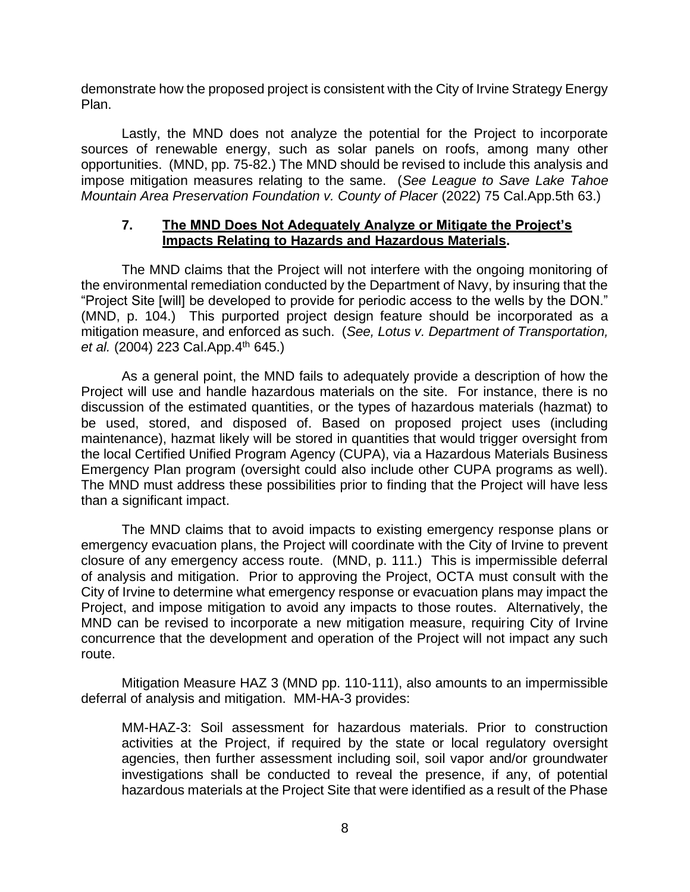demonstrate how the proposed project is consistent with the City of Irvine Strategy Energy Plan.

Lastly, the MND does not analyze the potential for the Project to incorporate sources of renewable energy, such as solar panels on roofs, among many other opportunities. (MND, pp. 75-82.) The MND should be revised to include this analysis and impose mitigation measures relating to the same. (*See League to Save Lake Tahoe Mountain Area Preservation Foundation v. County of Placer* (2022) 75 Cal.App.5th 63.)

### 7. **<u>The MND Does Not Adequately Analyze or Mitigate the Project's Impacts Relating to Hazards and Hazardous Materials</u>.**

The MND claims that the Project will not interfere with the ongoing monitoring of the environmental remediation conducted by the Department of Navy, by insuring that the "Project Site [will] be developed to provide for periodic access to the wells by the DON." (MND, p. 104.) This purported project design feature should be incorporated as a mitigation measure, and enforced as such. (*See, Lotus v. Department of Transportation, et al.* (2004) 223 Cal.App.4th 645.)

As a general point, the MND fails to adequately provide a description of how the Project will use and handle hazardous materials on the site. For instance, there is no discussion of the estimated quantities, or the types of hazardous materials (hazmat) to be used, stored, and disposed of. Based on proposed project uses (including maintenance), hazmat likely will be stored in quantities that would trigger oversight from the local Certified Unified Program Agency (CUPA), via a Hazardous Materials Business Emergency Plan program (oversight could also include other CUPA programs as well). The MND must address these possibilities prior to finding that the Project will have less than a significant impact.

The MND claims that to avoid impacts to existing emergency response plans or emergency evacuation plans, the Project will coordinate with the City of Irvine to prevent closure of any emergency access route. (MND, p. 111.) This is impermissible deferral of analysis and mitigation. Prior to approving the Project, OCTA must consult with the City of Irvine to determine what emergency response or evacuation plans may impact the Project, and impose mitigation to avoid any impacts to those routes. Alternatively, the MND can be revised to incorporate a new mitigation measure, requiring City of Irvine concurrence that the development and operation of the Project will not impact any such route.

Mitigation Measure HAZ 3 (MND pp. 110-111), also amounts to an impermissible deferral of analysis and mitigation. MM-HA-3 provides:

> MM-HAZ-3: Soil assessment for hazardous materials. Prior to construction activities at the Project, if required by the state or local regulatory oversight agencies, then further assessment including soil, soil vapor and/or groundwater investigations shall be conducted to reveal the presence, if any, of potential hazardous materials at the Project Site that were identified as a result of the Phase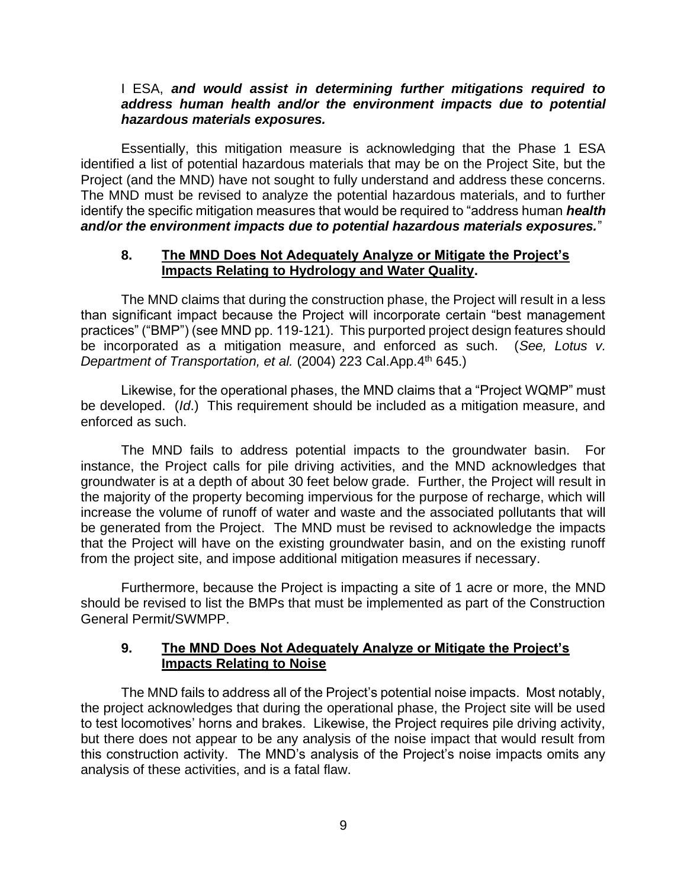I ESA, ***and would assist in determining further mitigations required to address human health and/or the environment impacts due to potential hazardous materials exposures.***

Essentially, this mitigation measure is acknowledging that the Phase 1 ESA identified a list of potential hazardous materials that may be on the Project Site, but the Project (and the MND) have not sought to fully understand and address these concerns. The MND must be revised to analyze the potential hazardous materials, and to further identify the specific mitigation measures that would be required to "address human ***health and/or the environment impacts due to potential hazardous materials exposures.***"

## 8. <u>**The MND Does Not Adequately Analyze or Mitigate the Project's Impacts Relating to Hydrology and Water Quality**</u>.

The MND claims that during the construction phase, the Project will result in a less than significant impact because the Project will incorporate certain "best management practices" ("BMP") (see MND pp. 119-121). This purported project design features should be incorporated as a mitigation measure, and enforced as such. (*See, Lotus v. Department of Transportation, et al.* (2004) 223 Cal.App.4th 645.)

Likewise, for the operational phases, the MND claims that a "Project WQMP" must be developed. (*Id*.) This requirement should be included as a mitigation measure, and enforced as such.

The MND fails to address potential impacts to the groundwater basin. For instance, the Project calls for pile driving activities, and the MND acknowledges that groundwater is at a depth of about 30 feet below grade. Further, the Project will result in the majority of the property becoming impervious for the purpose of recharge, which will increase the volume of runoff of water and waste and the associated pollutants that will be generated from the Project. The MND must be revised to acknowledge the impacts that the Project will have on the existing groundwater basin, and on the existing runoff from the project site, and impose additional mitigation measures if necessary.

Furthermore, because the Project is impacting a site of 1 acre or more, the MND should be revised to list the BMPs that must be implemented as part of the Construction General Permit/SWMPP.

## 9. <u>**The MND Does Not Adequately Analyze or Mitigate the Project's Impacts Relating to Noise**</u>

The MND fails to address all of the Project's potential noise impacts. Most notably, the project acknowledges that during the operational phase, the Project site will be used to test locomotives' horns and brakes. Likewise, the Project requires pile driving activity, but there does not appear to be any analysis of the noise impact that would result from this construction activity. The MND's analysis of the Project's noise impacts omits any analysis of these activities, and is a fatal flaw.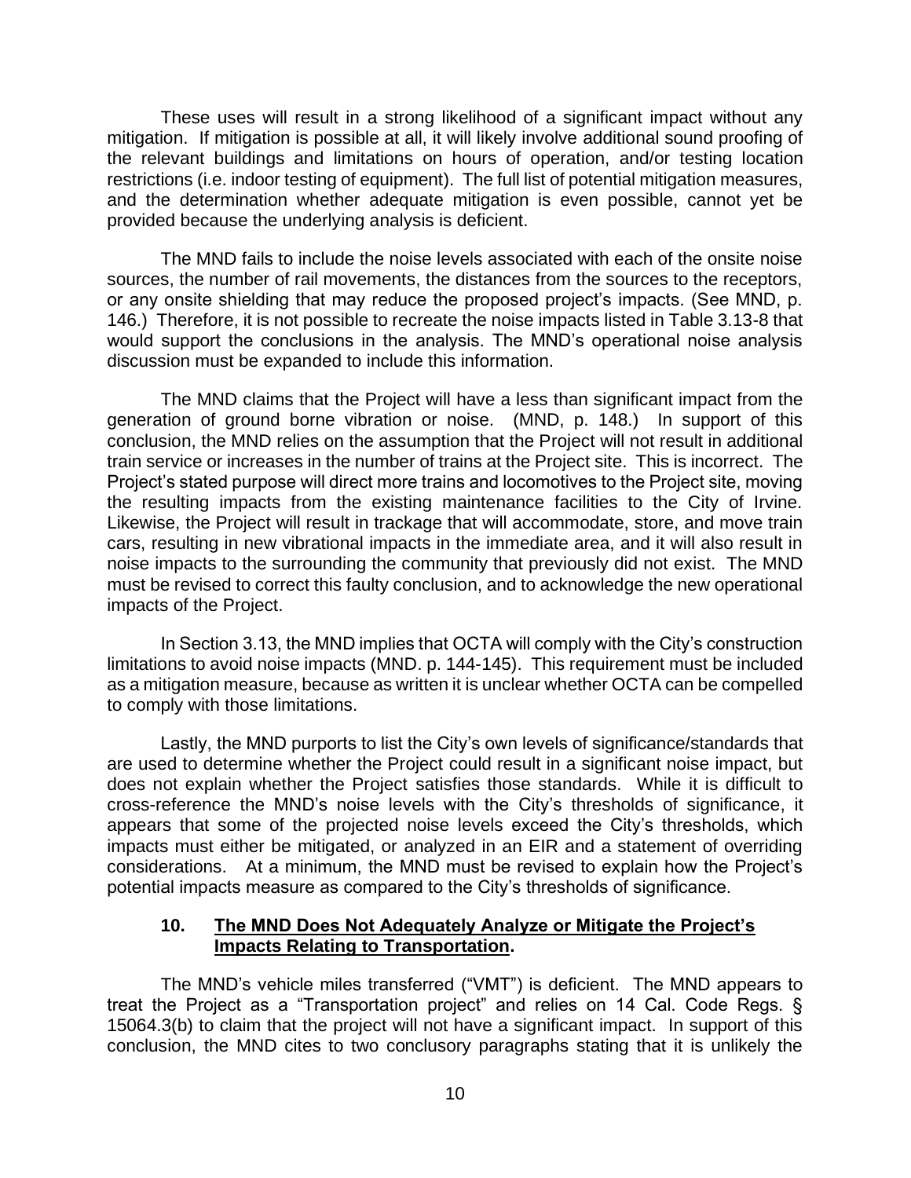These uses will result in a strong likelihood of a significant impact without any mitigation. If mitigation is possible at all, it will likely involve additional sound proofing of the relevant buildings and limitations on hours of operation, and/or testing location restrictions (i.e. indoor testing of equipment). The full list of potential mitigation measures, and the determination whether adequate mitigation is even possible, cannot yet be provided because the underlying analysis is deficient.

The MND fails to include the noise levels associated with each of the onsite noise sources, the number of rail movements, the distances from the sources to the receptors, or any onsite shielding that may reduce the proposed project's impacts. (See MND, p. 146.) Therefore, it is not possible to recreate the noise impacts listed in Table 3.13-8 that would support the conclusions in the analysis. The MND's operational noise analysis discussion must be expanded to include this information.

The MND claims that the Project will have a less than significant impact from the generation of ground borne vibration or noise. (MND, p. 148.) In support of this conclusion, the MND relies on the assumption that the Project will not result in additional train service or increases in the number of trains at the Project site. This is incorrect. The Project's stated purpose will direct more trains and locomotives to the Project site, moving the resulting impacts from the existing maintenance facilities to the City of Irvine. Likewise, the Project will result in trackage that will accommodate, store, and move train cars, resulting in new vibrational impacts in the immediate area, and it will also result in noise impacts to the surrounding the community that previously did not exist. The MND must be revised to correct this faulty conclusion, and to acknowledge the new operational impacts of the Project.

In Section 3.13, the MND implies that OCTA will comply with the City's construction limitations to avoid noise impacts (MND. p. 144-145). This requirement must be included as a mitigation measure, because as written it is unclear whether OCTA can be compelled to comply with those limitations.

Lastly, the MND purports to list the City's own levels of significance/standards that are used to determine whether the Project could result in a significant noise impact, but does not explain whether the Project satisfies those standards. While it is difficult to cross-reference the MND's noise levels with the City's thresholds of significance, it appears that some of the projected noise levels exceed the City's thresholds, which impacts must either be mitigated, or analyzed in an EIR and a statement of overriding considerations. At a minimum, the MND must be revised to explain how the Project's potential impacts measure as compared to the City's thresholds of significance.

### 10. <u>The MND Does Not Adequately Analyze or Mitigate the Project's Impacts Relating to Transportation</u>.

The MND's vehicle miles transferred ("VMT") is deficient. The MND appears to treat the Project as a "Transportation project" and relies on 14 Cal. Code Regs. § 15064.3(b) to claim that the project will not have a significant impact. In support of this conclusion, the MND cites to two conclusory paragraphs stating that it is unlikely the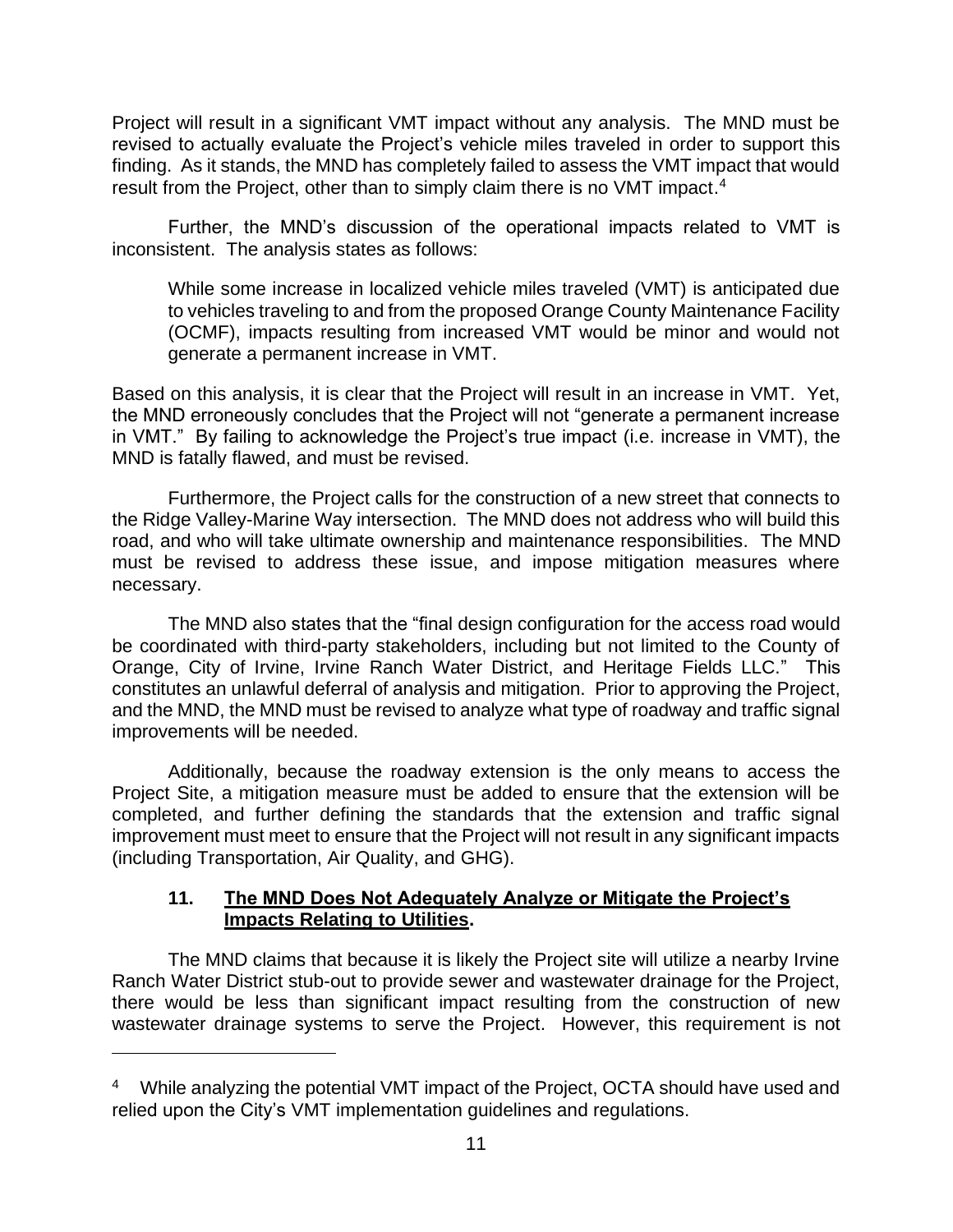Project will result in a significant VMT impact without any analysis. The MND must be revised to actually evaluate the Project's vehicle miles traveled in order to support this finding. As it stands, the MND has completely failed to assess the VMT impact that would result from the Project, other than to simply claim there is no VMT impact.[4]

Further, the MND's discussion of the operational impacts related to VMT is inconsistent. The analysis states as follows:

> While some increase in localized vehicle miles traveled (VMT) is anticipated due to vehicles traveling to and from the proposed Orange County Maintenance Facility (OCMF), impacts resulting from increased VMT would be minor and would not generate a permanent increase in VMT.

Based on this analysis, it is clear that the Project will result in an increase in VMT. Yet, the MND erroneously concludes that the Project will not "generate a permanent increase in VMT." By failing to acknowledge the Project's true impact (i.e. increase in VMT), the MND is fatally flawed, and must be revised.

Furthermore, the Project calls for the construction of a new street that connects to the Ridge Valley-Marine Way intersection. The MND does not address who will build this road, and who will take ultimate ownership and maintenance responsibilities. The MND must be revised to address these issue, and impose mitigation measures where necessary.

The MND also states that the "final design configuration for the access road would be coordinated with third-party stakeholders, including but not limited to the County of Orange, City of Irvine, Irvine Ranch Water District, and Heritage Fields LLC." This constitutes an unlawful deferral of analysis and mitigation. Prior to approving the Project, and the MND, the MND must be revised to analyze what type of roadway and traffic signal improvements will be needed.

Additionally, because the roadway extension is the only means to access the Project Site, a mitigation measure must be added to ensure that the extension will be completed, and further defining the standards that the extension and traffic signal improvement must meet to ensure that the Project will not result in any significant impacts (including Transportation, Air Quality, and GHG).

### 11. <u>The MND Does Not Adequately Analyze or Mitigate the Project's Impacts Relating to Utilities</u>.

The MND claims that because it is likely the Project site will utilize a nearby Irvine Ranch Water District stub-out to provide sewer and wastewater drainage for the Project, there would be less than significant impact resulting from the construction of new wastewater drainage systems to serve the Project. However, this requirement is not

---

[4] While analyzing the potential VMT impact of the Project, OCTA should have used and relied upon the City's VMT implementation guidelines and regulations.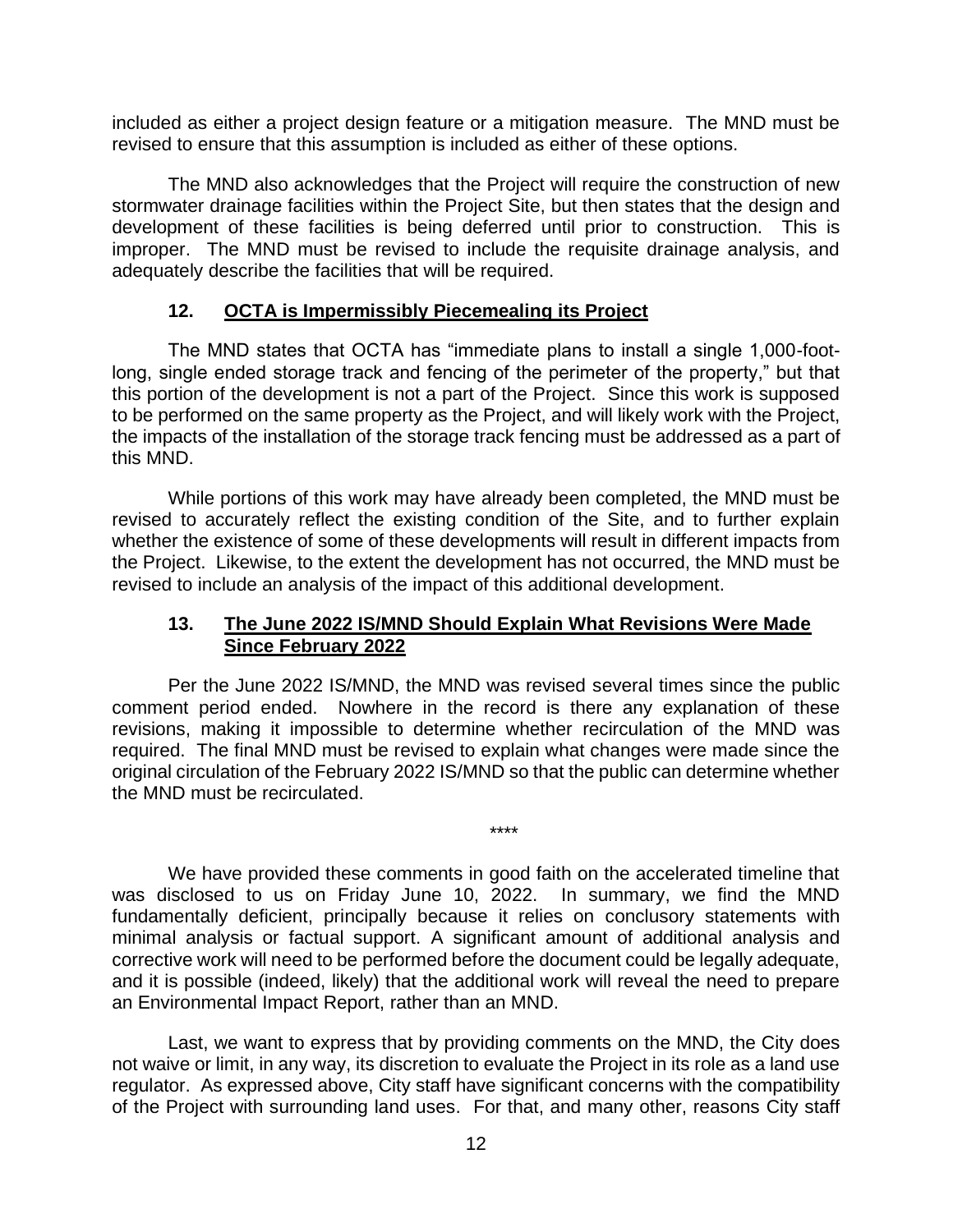included as either a project design feature or a mitigation measure. The MND must be revised to ensure that this assumption is included as either of these options.

The MND also acknowledges that the Project will require the construction of new stormwater drainage facilities within the Project Site, but then states that the design and development of these facilities is being deferred until prior to construction. This is improper. The MND must be revised to include the requisite drainage analysis, and adequately describe the facilities that will be required.

### 12. <u>OCTA is Impermissibly Piecemealing its Project</u>

The MND states that OCTA has "immediate plans to install a single 1,000-foot-long, single ended storage track and fencing of the perimeter of the property," but that this portion of the development is not a part of the Project. Since this work is supposed to be performed on the same property as the Project, and will likely work with the Project, the impacts of the installation of the storage track fencing must be addressed as a part of this MND.

While portions of this work may have already been completed, the MND must be revised to accurately reflect the existing condition of the Site, and to further explain whether the existence of some of these developments will result in different impacts from the Project. Likewise, to the extent the development has not occurred, the MND must be revised to include an analysis of the impact of this additional development.

### 13. <u>The June 2022 IS/MND Should Explain What Revisions Were Made Since February 2022</u>

Per the June 2022 IS/MND, the MND was revised several times since the public comment period ended. Nowhere in the record is there any explanation of these revisions, making it impossible to determine whether recirculation of the MND was required. The final MND must be revised to explain what changes were made since the original circulation of the February 2022 IS/MND so that the public can determine whether the MND must be recirculated.

\*\*\*\*

We have provided these comments in good faith on the accelerated timeline that was disclosed to us on Friday June 10, 2022. In summary, we find the MND fundamentally deficient, principally because it relies on conclusory statements with minimal analysis or factual support. A significant amount of additional analysis and corrective work will need to be performed before the document could be legally adequate, and it is possible (indeed, likely) that the additional work will reveal the need to prepare an Environmental Impact Report, rather than an MND.

Last, we want to express that by providing comments on the MND, the City does not waive or limit, in any way, its discretion to evaluate the Project in its role as a land use regulator. As expressed above, City staff have significant concerns with the compatibility of the Project with surrounding land uses. For that, and many other, reasons City staff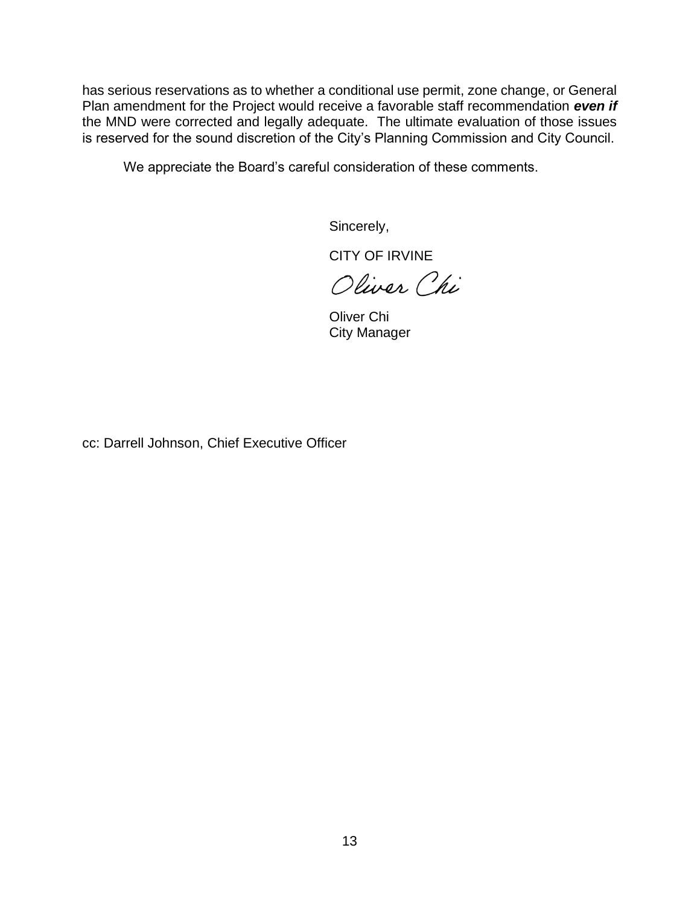has serious reservations as to whether a conditional use permit, zone change, or General Plan amendment for the Project would receive a favorable staff recommendation ***even if*** the MND were corrected and legally adequate. The ultimate evaluation of those issues is reserved for the sound discretion of the City's Planning Commission and City Council.

We appreciate the Board's careful consideration of these comments.

Sincerely,

CITY OF IRVINE

Oliver Chi

Oliver Chi
City Manager

cc: Darrell Johnson, Chief Executive Officer